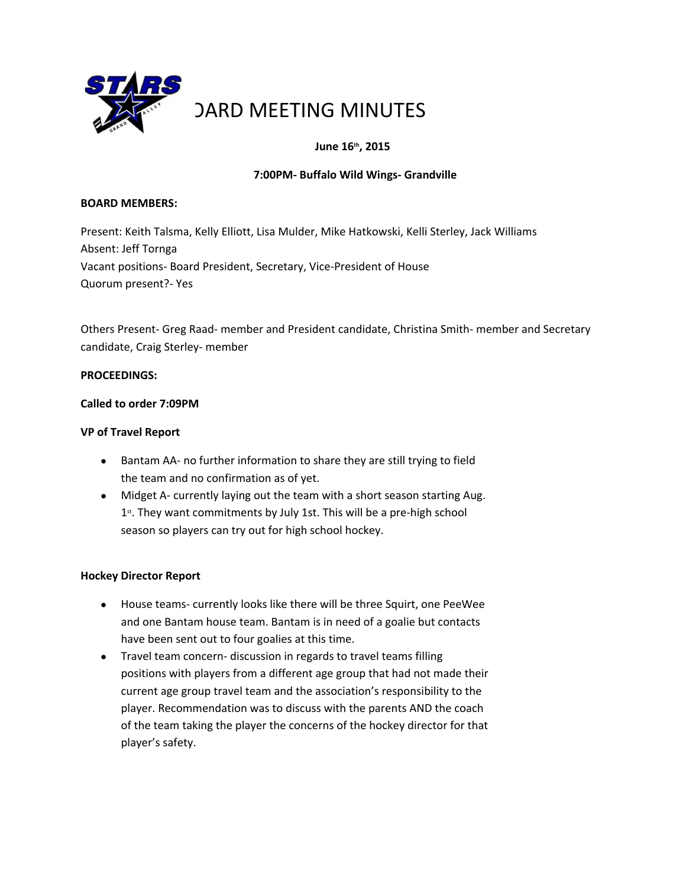# BOARD MEETING MINUTES

**June 16th, 2015**

**7:00PM- Buffalo Wild Wings- Grandville**

**BOARD MEMBERS:**

Present: Keith Talsma, Kelly Elliott, Lisa Mulder, Mike Hatkowski, Kelli Sterley, Jack Williams
Absent: Jeff Tornga
Vacant positions- Board President, Secretary, Vice-President of House
Quorum present?- Yes

Others Present- Greg Raad- member and President candidate, Christina Smith- member and Secretary candidate, Craig Sterley- member

**PROCEEDINGS:**

**Called to order 7:09PM**

**VP of Travel Report**

- Bantam AA- no further information to share they are still trying to field the team and no confirmation as of yet.
- Midget A- currently laying out the team with a short season starting Aug. 1st. They want commitments by July 1st. This will be a pre-high school season so players can try out for high school hockey.

**Hockey Director Report**

- House teams- currently looks like there will be three Squirt, one PeeWee and one Bantam house team. Bantam is in need of a goalie but contacts have been sent out to four goalies at this time.
- Travel team concern- discussion in regards to travel teams filling positions with players from a different age group that had not made their current age group travel team and the association's responsibility to the player. Recommendation was to discuss with the parents AND the coach of the team taking the player the concerns of the hockey director for that player's safety.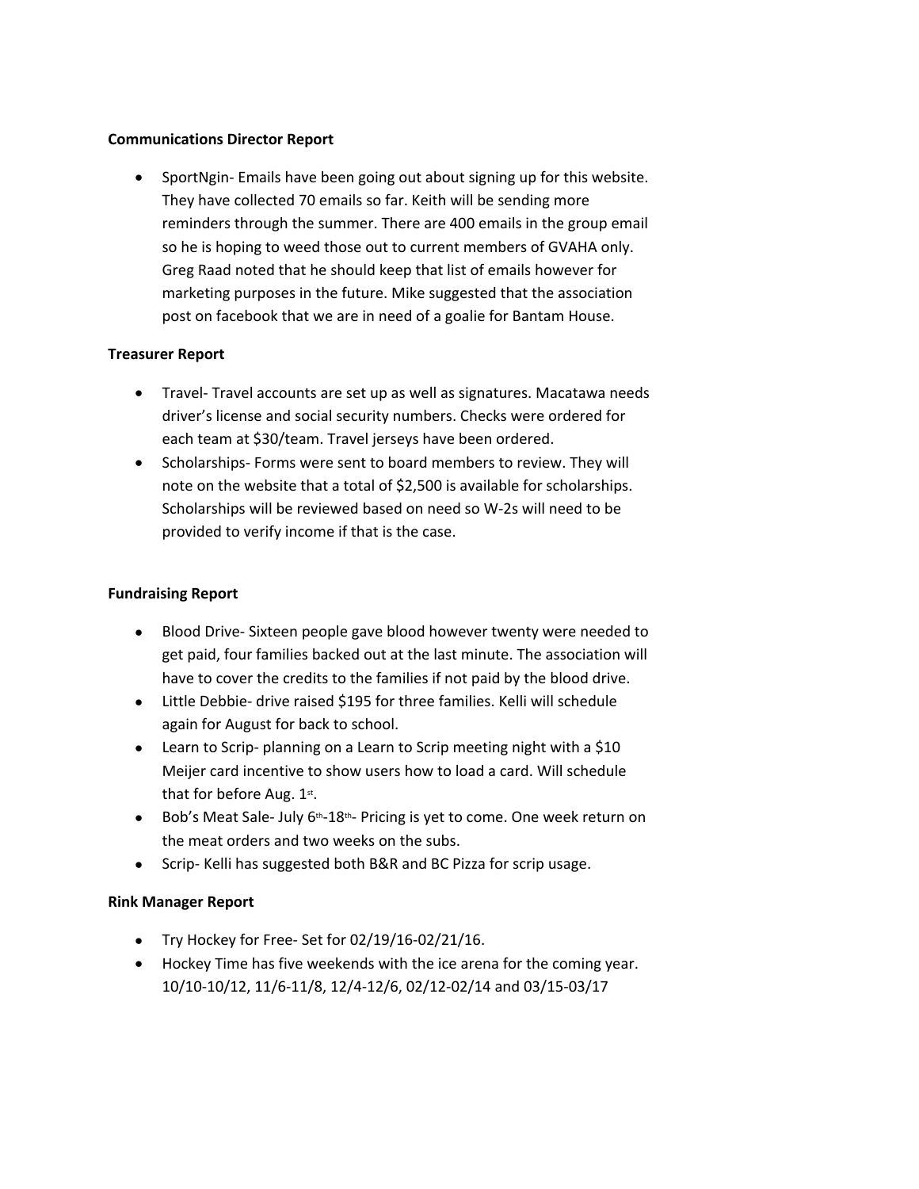**Communications Director Report**

- SportNgin- Emails have been going out about signing up for this website. They have collected 70 emails so far. Keith will be sending more reminders through the summer. There are 400 emails in the group email so he is hoping to weed those out to current members of GVAHA only. Greg Raad noted that he should keep that list of emails however for marketing purposes in the future. Mike suggested that the association post on facebook that we are in need of a goalie for Bantam House.

**Treasurer Report**

- Travel- Travel accounts are set up as well as signatures. Macatawa needs driver's license and social security numbers. Checks were ordered for each team at $30/team. Travel jerseys have been ordered.
- Scholarships- Forms were sent to board members to review. They will note on the website that a total of $2,500 is available for scholarships. Scholarships will be reviewed based on need so W-2s will need to be provided to verify income if that is the case.

**Fundraising Report**

- Blood Drive- Sixteen people gave blood however twenty were needed to get paid, four families backed out at the last minute. The association will have to cover the credits to the families if not paid by the blood drive.
- Little Debbie- drive raised $195 for three families. Kelli will schedule again for August for back to school.
- Learn to Scrip- planning on a Learn to Scrip meeting night with a $10 Meijer card incentive to show users how to load a card. Will schedule that for before Aug. 1st.
- Bob's Meat Sale- July 6th-18th- Pricing is yet to come. One week return on the meat orders and two weeks on the subs.
- Scrip- Kelli has suggested both B&R and BC Pizza for scrip usage.

**Rink Manager Report**

- Try Hockey for Free- Set for 02/19/16-02/21/16.
- Hockey Time has five weekends with the ice arena for the coming year. 10/10-10/12, 11/6-11/8, 12/4-12/6, 02/12-02/14 and 03/15-03/17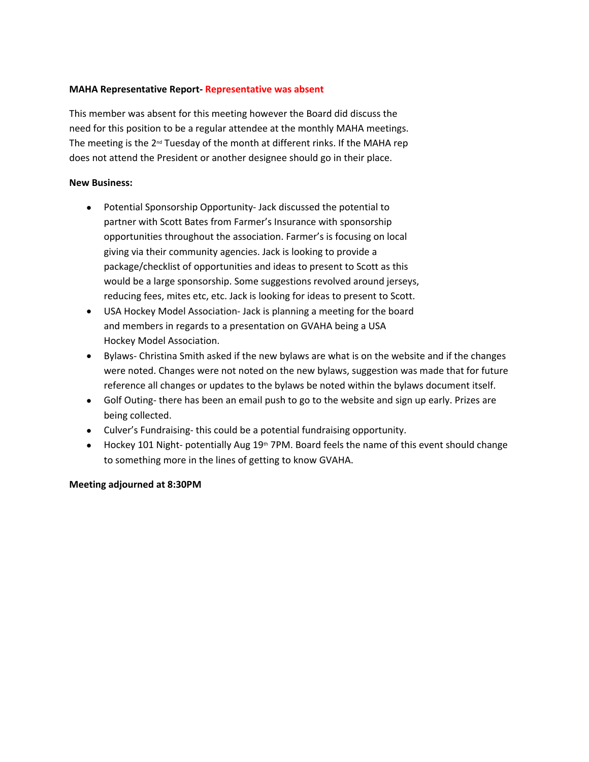**MAHA Representative Report- Representative was absent**

This member was absent for this meeting however the Board did discuss the need for this position to be a regular attendee at the monthly MAHA meetings. The meeting is the 2nd Tuesday of the month at different rinks. If the MAHA rep does not attend the President or another designee should go in their place.

**New Business:**

- Potential Sponsorship Opportunity- Jack discussed the potential to partner with Scott Bates from Farmer's Insurance with sponsorship opportunities throughout the association. Farmer's is focusing on local giving via their community agencies. Jack is looking to provide a package/checklist of opportunities and ideas to present to Scott as this would be a large sponsorship. Some suggestions revolved around jerseys, reducing fees, mites etc, etc. Jack is looking for ideas to present to Scott.
- USA Hockey Model Association- Jack is planning a meeting for the board and members in regards to a presentation on GVAHA being a USA Hockey Model Association.
- Bylaws- Christina Smith asked if the new bylaws are what is on the website and if the changes were noted. Changes were not noted on the new bylaws, suggestion was made that for future reference all changes or updates to the bylaws be noted within the bylaws document itself.
- Golf Outing- there has been an email push to go to the website and sign up early. Prizes are being collected.
- Culver's Fundraising- this could be a potential fundraising opportunity.
- Hockey 101 Night- potentially Aug 19th 7PM. Board feels the name of this event should change to something more in the lines of getting to know GVAHA.

**Meeting adjourned at 8:30PM**